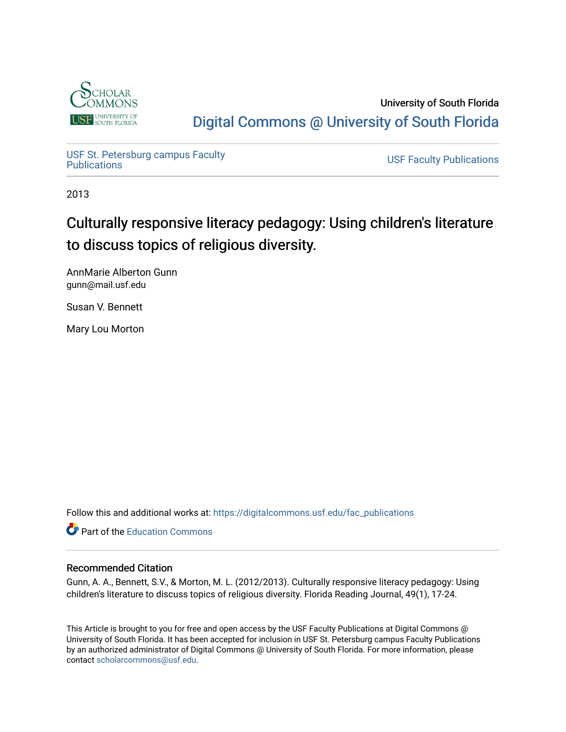University of South Florida

Digital Commons @ University of South Florida

USF St. Petersburg campus Faculty Publications

USF Faculty Publications

2013

# Culturally responsive literacy pedagogy: Using children's literature to discuss topics of religious diversity.

AnnMarie Alberton Gunn
gunn@mail.usf.edu

Susan V. Bennett

Mary Lou Morton

Follow this and additional works at: https://digitalcommons.usf.edu/fac_publications

Part of the Education Commons

### Recommended Citation

Gunn, A. A., Bennett, S.V., & Morton, M. L. (2012/2013). Culturally responsive literacy pedagogy: Using children's literature to discuss topics of religious diversity. Florida Reading Journal, 49(1), 17-24.

This Article is brought to you for free and open access by the USF Faculty Publications at Digital Commons @ University of South Florida. It has been accepted for inclusion in USF St. Petersburg campus Faculty Publications by an authorized administrator of Digital Commons @ University of South Florida. For more information, please contact scholarcommons@usf.edu.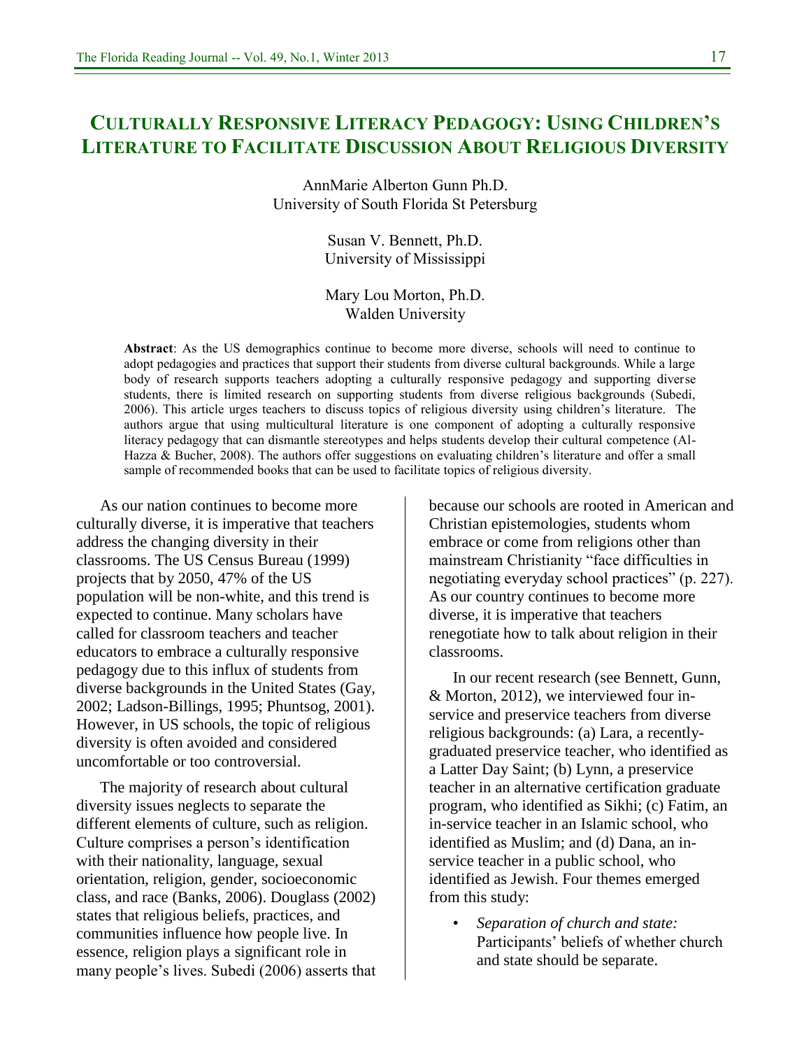# Culturally Responsive Literacy Pedagogy: Using Children's Literature to Facilitate Discussion About Religious Diversity

AnnMarie Alberton Gunn Ph.D.
University of South Florida St Petersburg

Susan V. Bennett, Ph.D.
University of Mississippi

Mary Lou Morton, Ph.D.
Walden University

**Abstract**: As the US demographics continue to become more diverse, schools will need to continue to adopt pedagogies and practices that support their students from diverse cultural backgrounds. While a large body of research supports teachers adopting a culturally responsive pedagogy and supporting diverse students, there is limited research on supporting students from diverse religious backgrounds (Subedi, 2006). This article urges teachers to discuss topics of religious diversity using children's literature. The authors argue that using multicultural literature is one component of adopting a culturally responsive literacy pedagogy that can dismantle stereotypes and helps students develop their cultural competence (Al-Hazza & Bucher, 2008). The authors offer suggestions on evaluating children's literature and offer a small sample of recommended books that can be used to facilitate topics of religious diversity.

As our nation continues to become more culturally diverse, it is imperative that teachers address the changing diversity in their classrooms. The US Census Bureau (1999) projects that by 2050, 47% of the US population will be non-white, and this trend is expected to continue. Many scholars have called for classroom teachers and teacher educators to embrace a culturally responsive pedagogy due to this influx of students from diverse backgrounds in the United States (Gay, 2002; Ladson-Billings, 1995; Phuntsog, 2001). However, in US schools, the topic of religious diversity is often avoided and considered uncomfortable or too controversial.

The majority of research about cultural diversity issues neglects to separate the different elements of culture, such as religion. Culture comprises a person's identification with their nationality, language, sexual orientation, religion, gender, socioeconomic class, and race (Banks, 2006). Douglass (2002) states that religious beliefs, practices, and communities influence how people live. In essence, religion plays a significant role in many people's lives. Subedi (2006) asserts that because our schools are rooted in American and Christian epistemologies, students whom embrace or come from religions other than mainstream Christianity "face difficulties in negotiating everyday school practices" (p. 227). As our country continues to become more diverse, it is imperative that teachers renegotiate how to talk about religion in their classrooms.

In our recent research (see Bennett, Gunn, & Morton, 2012), we interviewed four in-service and preservice teachers from diverse religious backgrounds: (a) Lara, a recently-graduated preservice teacher, who identified as a Latter Day Saint; (b) Lynn, a preservice teacher in an alternative certification graduate program, who identified as Sikhi; (c) Fatim, an in-service teacher in an Islamic school, who identified as Muslim; and (d) Dana, an in-service teacher in a public school, who identified as Jewish. Four themes emerged from this study:

- *Separation of church and state:* Participants' beliefs of whether church and state should be separate.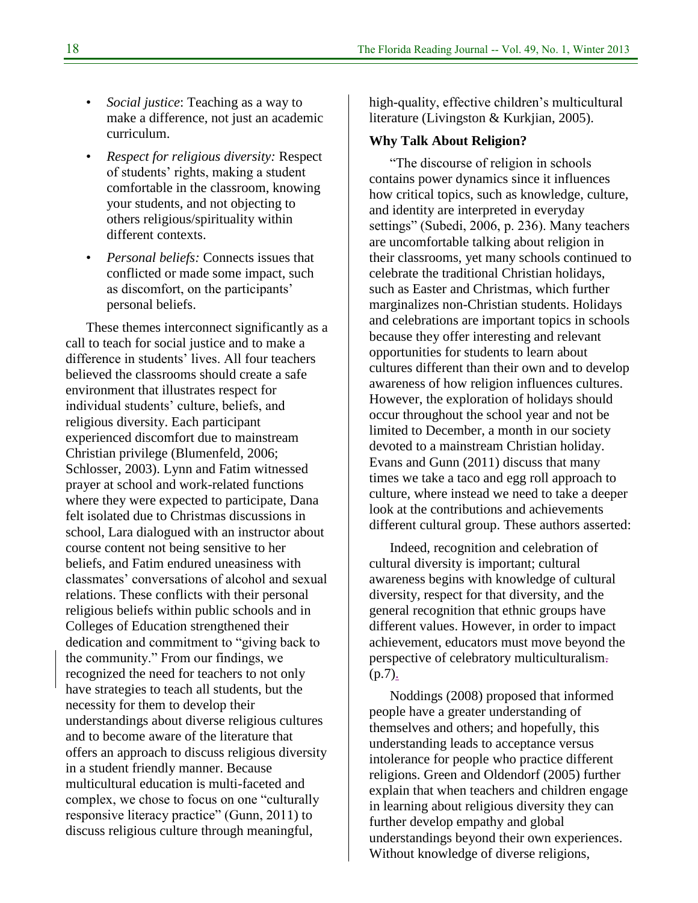- *Social justice*: Teaching as a way to make a difference, not just an academic curriculum.
- *Respect for religious diversity:* Respect of students' rights, making a student comfortable in the classroom, knowing your students, and not objecting to others religious/spirituality within different contexts.
- *Personal beliefs:* Connects issues that conflicted or made some impact, such as discomfort, on the participants' personal beliefs.

These themes interconnect significantly as a call to teach for social justice and to make a difference in students' lives. All four teachers believed the classrooms should create a safe environment that illustrates respect for individual students' culture, beliefs, and religious diversity. Each participant experienced discomfort due to mainstream Christian privilege (Blumenfeld, 2006; Schlosser, 2003). Lynn and Fatim witnessed prayer at school and work-related functions where they were expected to participate, Dana felt isolated due to Christmas discussions in school, Lara dialogued with an instructor about course content not being sensitive to her beliefs, and Fatim endured uneasiness with classmates' conversations of alcohol and sexual relations. These conflicts with their personal religious beliefs within public schools and in Colleges of Education strengthened their dedication and commitment to "giving back to the community." From our findings, we recognized the need for teachers to not only have strategies to teach all students, but the necessity for them to develop their understandings about diverse religious cultures and to become aware of the literature that offers an approach to discuss religious diversity in a student friendly manner. Because multicultural education is multi-faceted and complex, we chose to focus on one "culturally responsive literacy practice" (Gunn, 2011) to discuss religious culture through meaningful, high-quality, effective children's multicultural literature (Livingston & Kurkjian, 2005).

**Why Talk About Religion?**

"The discourse of religion in schools contains power dynamics since it influences how critical topics, such as knowledge, culture, and identity are interpreted in everyday settings" (Subedi, 2006, p. 236). Many teachers are uncomfortable talking about religion in their classrooms, yet many schools continued to celebrate the traditional Christian holidays, such as Easter and Christmas, which further marginalizes non-Christian students. Holidays and celebrations are important topics in schools because they offer interesting and relevant opportunities for students to learn about cultures different than their own and to develop awareness of how religion influences cultures. However, the exploration of holidays should occur throughout the school year and not be limited to December, a month in our society devoted to a mainstream Christian holiday. Evans and Gunn (2011) discuss that many times we take a taco and egg roll approach to culture, where instead we need to take a deeper look at the contributions and achievements different cultural group. These authors asserted:

> Indeed, recognition and celebration of cultural diversity is important; cultural awareness begins with knowledge of cultural diversity, respect for that diversity, and the general recognition that ethnic groups have different values. However, in order to impact achievement, educators must move beyond the perspective of celebratory multiculturalism (p.7).

Noddings (2008) proposed that informed people have a greater understanding of themselves and others; and hopefully, this understanding leads to acceptance versus intolerance for people who practice different religions. Green and Oldendorf (2005) further explain that when teachers and children engage in learning about religious diversity they can further develop empathy and global understandings beyond their own experiences. Without knowledge of diverse religions,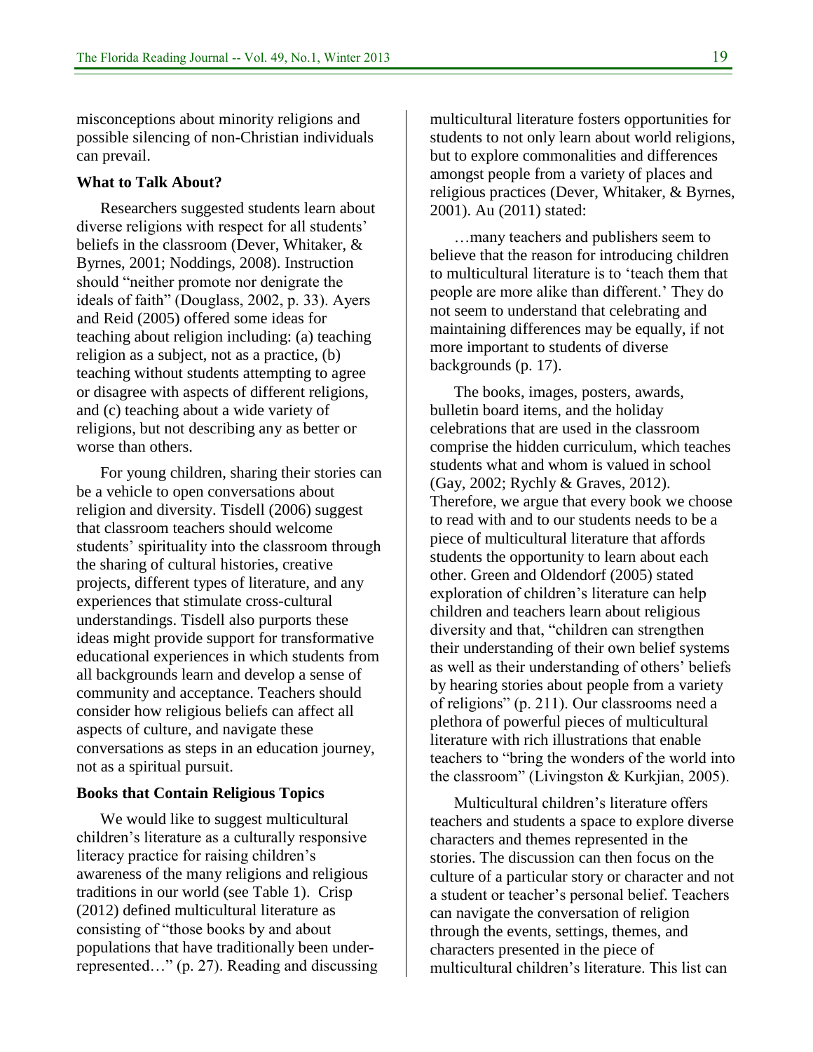misconceptions about minority religions and possible silencing of non-Christian individuals can prevail.

### What to Talk About?

Researchers suggested students learn about diverse religions with respect for all students' beliefs in the classroom (Dever, Whitaker, & Byrnes, 2001; Noddings, 2008). Instruction should "neither promote nor denigrate the ideals of faith" (Douglass, 2002, p. 33). Ayers and Reid (2005) offered some ideas for teaching about religion including: (a) teaching religion as a subject, not as a practice, (b) teaching without students attempting to agree or disagree with aspects of different religions, and (c) teaching about a wide variety of religions, but not describing any as better or worse than others.

For young children, sharing their stories can be a vehicle to open conversations about religion and diversity. Tisdell (2006) suggest that classroom teachers should welcome students' spirituality into the classroom through the sharing of cultural histories, creative projects, different types of literature, and any experiences that stimulate cross-cultural understandings. Tisdell also purports these ideas might provide support for transformative educational experiences in which students from all backgrounds learn and develop a sense of community and acceptance. Teachers should consider how religious beliefs can affect all aspects of culture, and navigate these conversations as steps in an education journey, not as a spiritual pursuit.

### Books that Contain Religious Topics

We would like to suggest multicultural children's literature as a culturally responsive literacy practice for raising children's awareness of the many religions and religious traditions in our world (see Table 1). Crisp (2012) defined multicultural literature as consisting of "those books by and about populations that have traditionally been under-represented…" (p. 27). Reading and discussing multicultural literature fosters opportunities for students to not only learn about world religions, but to explore commonalities and differences amongst people from a variety of places and religious practices (Dever, Whitaker, & Byrnes, 2001). Au (2011) stated:

> …many teachers and publishers seem to believe that the reason for introducing children to multicultural literature is to 'teach them that people are more alike than different.' They do not seem to understand that celebrating and maintaining differences may be equally, if not more important to students of diverse backgrounds (p. 17).

The books, images, posters, awards, bulletin board items, and the holiday celebrations that are used in the classroom comprise the hidden curriculum, which teaches students what and whom is valued in school (Gay, 2002; Rychly & Graves, 2012). Therefore, we argue that every book we choose to read with and to our students needs to be a piece of multicultural literature that affords students the opportunity to learn about each other. Green and Oldendorf (2005) stated exploration of children's literature can help children and teachers learn about religious diversity and that, "children can strengthen their understanding of their own belief systems as well as their understanding of others' beliefs by hearing stories about people from a variety of religions" (p. 211). Our classrooms need a plethora of powerful pieces of multicultural literature with rich illustrations that enable teachers to "bring the wonders of the world into the classroom" (Livingston & Kurkjian, 2005).

Multicultural children's literature offers teachers and students a space to explore diverse characters and themes represented in the stories. The discussion can then focus on the culture of a particular story or character and not a student or teacher's personal belief. Teachers can navigate the conversation of religion through the events, settings, themes, and characters presented in the piece of multicultural children's literature. This list can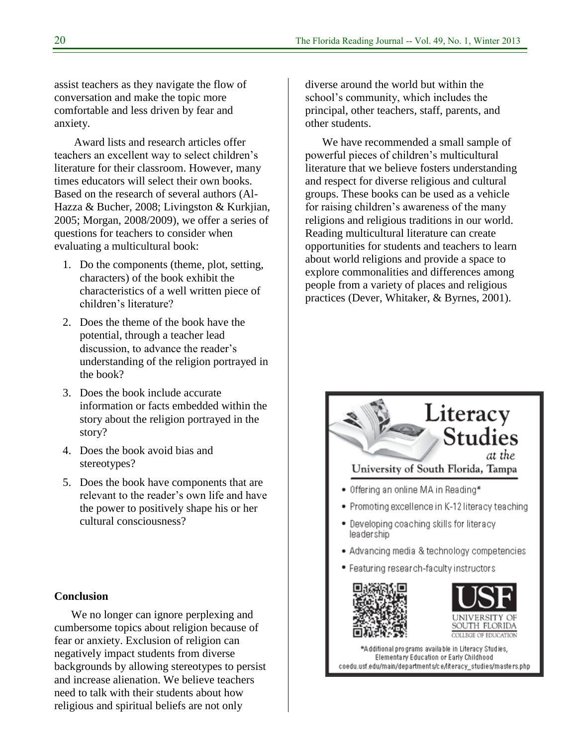assist teachers as they navigate the flow of conversation and make the topic more comfortable and less driven by fear and anxiety.

Award lists and research articles offer teachers an excellent way to select children's literature for their classroom. However, many times educators will select their own books. Based on the research of several authors (Al-Hazza & Bucher, 2008; Livingston & Kurkjian, 2005; Morgan, 2008/2009), we offer a series of questions for teachers to consider when evaluating a multicultural book:

1. Do the components (theme, plot, setting, characters) of the book exhibit the characteristics of a well written piece of children's literature?
2. Does the theme of the book have the potential, through a teacher lead discussion, to advance the reader's understanding of the religion portrayed in the book?
3. Does the book include accurate information or facts embedded within the story about the religion portrayed in the story?
4. Does the book avoid bias and stereotypes?
5. Does the book have components that are relevant to the reader's own life and have the power to positively shape his or her cultural consciousness?

**Conclusion**

We no longer can ignore perplexing and cumbersome topics about religion because of fear or anxiety. Exclusion of religion can negatively impact students from diverse backgrounds by allowing stereotypes to persist and increase alienation. We believe teachers need to talk with their students about how religious and spiritual beliefs are not only diverse around the world but within the school's community, which includes the principal, other teachers, staff, parents, and other students.

We have recommended a small sample of powerful pieces of children's multicultural literature that we believe fosters understanding and respect for diverse religious and cultural groups. These books can be used as a vehicle for raising children's awareness of the many religions and religious traditions in our world. Reading multicultural literature can create opportunities for students and teachers to learn about world religions and provide a space to explore commonalities and differences among people from a variety of places and religious practices (Dever, Whitaker, & Byrnes, 2001).

**Literacy Studies** *at the* University of South Florida, Tampa

- Offering an online MA in Reading*
- Promoting excellence in K-12 literacy teaching
- Developing coaching skills for literacy leadership
- Advancing media & technology competencies
- Featuring research-faculty instructors

USF University of South Florida College of Education

*Additional programs available in Literacy Studies, Elementary Education or Early Childhood
coedu.usf.edu/main/departments/ce/literacy_studies/masters.php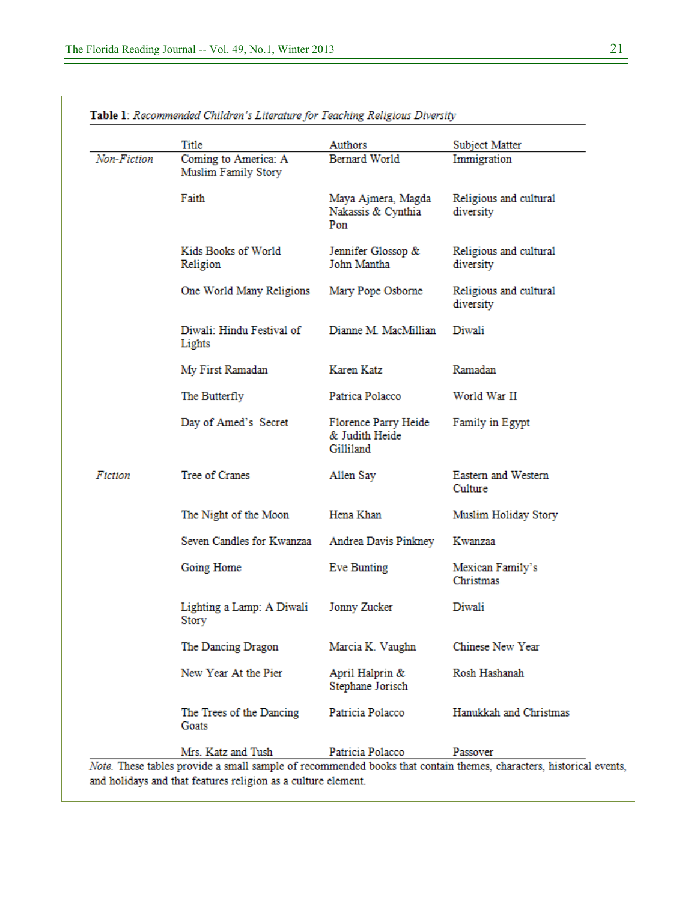**Table 1**: *Recommended Children's Literature for Teaching Religious Diversity*

| | Title | Authors | Subject Matter |
|---|---|---|---|
| *Non-Fiction* | Coming to America: A Muslim Family Story | Bernard World | Immigration |
| | Faith | Maya Ajmera, Magda Nakassis & Cynthia Pon | Religious and cultural diversity |
| | Kids Books of World Religion | Jennifer Glossop & John Mantha | Religious and cultural diversity |
| | One World Many Religions | Mary Pope Osborne | Religious and cultural diversity |
| | Diwali: Hindu Festival of Lights | Dianne M. MacMillian | Diwali |
| | My First Ramadan | Karen Katz | Ramadan |
| | The Butterfly | Patrica Polacco | World War II |
| | Day of Amed's Secret | Florence Parry Heide & Judith Heide Gilliland | Family in Egypt |
| *Fiction* | Tree of Cranes | Allen Say | Eastern and Western Culture |
| | The Night of the Moon | Hena Khan | Muslim Holiday Story |
| | Seven Candles for Kwanzaa | Andrea Davis Pinkney | Kwanzaa |
| | Going Home | Eve Bunting | Mexican Family's Christmas |
| | Lighting a Lamp: A Diwali Story | Jonny Zucker | Diwali |
| | The Dancing Dragon | Marcia K. Vaughn | Chinese New Year |
| | New Year At the Pier | April Halprin & Stephane Jorisch | Rosh Hashanah |
| | The Trees of the Dancing Goats | Patricia Polacco | Hanukkah and Christmas |
| | Mrs. Katz and Tush | Patricia Polacco | Passover |

*Note.* These tables provide a small sample of recommended books that contain themes, characters, historical events, and holidays and that features religion as a culture element.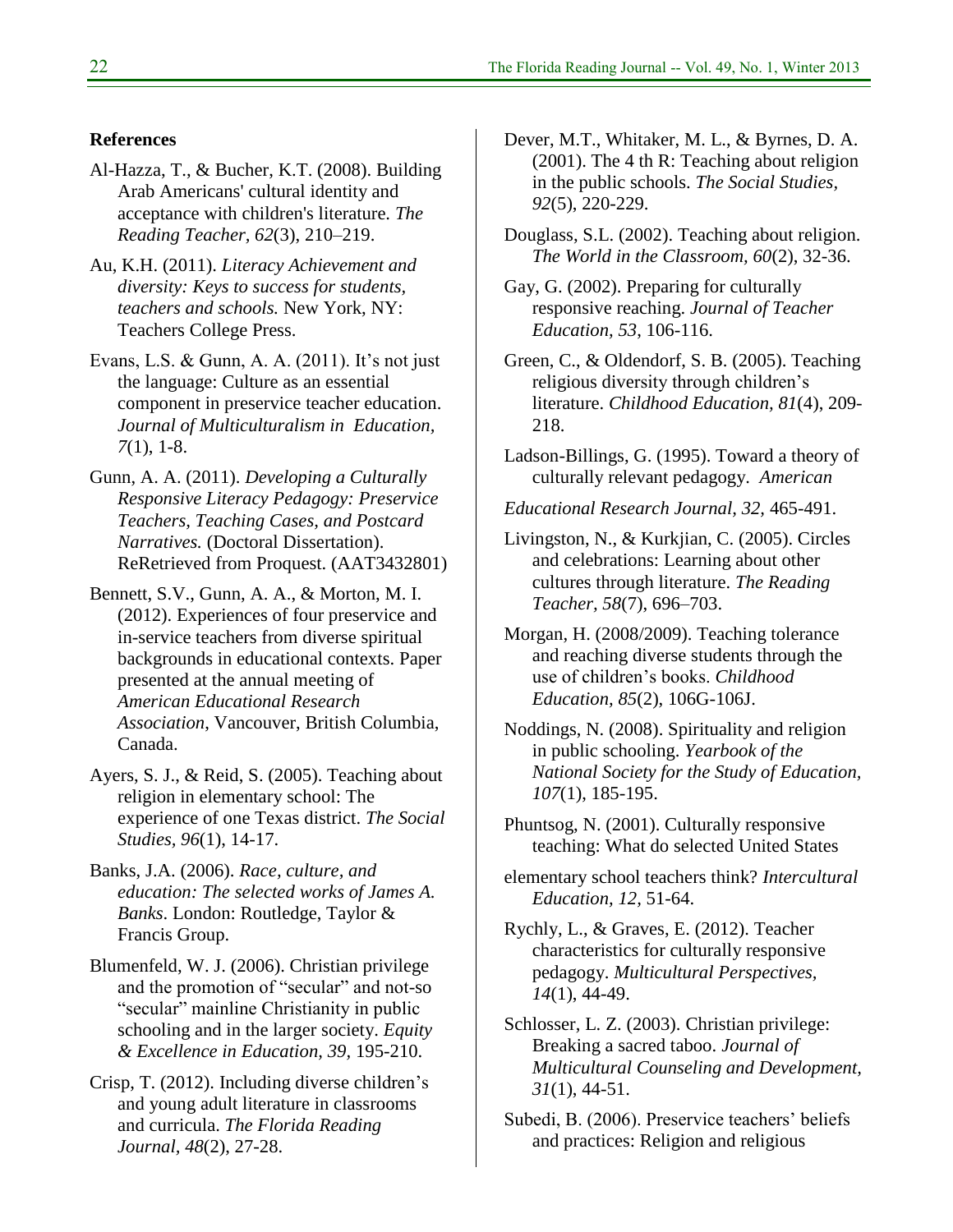## References

Al-Hazza, T., & Bucher, K.T. (2008). Building Arab Americans' cultural identity and acceptance with children's literature. *The Reading Teacher, 62*(3), 210–219.

Au, K.H. (2011). *Literacy Achievement and diversity: Keys to success for students, teachers and schools.* New York, NY: Teachers College Press.

Evans, L.S. & Gunn, A. A. (2011). It's not just the language: Culture as an essential component in preservice teacher education. *Journal of Multiculturalism in Education, 7*(1), 1-8.

Gunn, A. A. (2011). *Developing a Culturally Responsive Literacy Pedagogy: Preservice Teachers, Teaching Cases, and Postcard Narratives.* (Doctoral Dissertation). ReRetrieved from Proquest. (AAT3432801)

Bennett, S.V., Gunn, A. A., & Morton, M. I. (2012). Experiences of four preservice and in-service teachers from diverse spiritual backgrounds in educational contexts. Paper presented at the annual meeting of *American Educational Research Association*, Vancouver, British Columbia, Canada.

Ayers, S. J., & Reid, S. (2005). Teaching about religion in elementary school: The experience of one Texas district. *The Social Studies, 96*(1), 14-17.

Banks, J.A. (2006). *Race, culture, and education: The selected works of James A. Banks*. London: Routledge, Taylor & Francis Group.

Blumenfeld, W. J. (2006). Christian privilege and the promotion of "secular" and not-so "secular" mainline Christianity in public schooling and in the larger society. *Equity & Excellence in Education, 39*, 195-210.

Crisp, T. (2012). Including diverse children's and young adult literature in classrooms and curricula. *The Florida Reading Journal, 48*(2), 27-28.

Dever, M.T., Whitaker, M. L., & Byrnes, D. A. (2001). The 4 th R: Teaching about religion in the public schools. *The Social Studies, 92*(5), 220-229.

Douglass, S.L. (2002). Teaching about religion. *The World in the Classroom, 60*(2), 32-36.

Gay, G. (2002). Preparing for culturally responsive reaching. *Journal of Teacher Education, 53*, 106-116.

Green, C., & Oldendorf, S. B. (2005). Teaching religious diversity through children's literature. *Childhood Education, 81*(4), 209-218.

Ladson-Billings, G. (1995). Toward a theory of culturally relevant pedagogy. *American Educational Research Journal, 32*, 465-491.

Livingston, N., & Kurkjian, C. (2005). Circles and celebrations: Learning about other cultures through literature. *The Reading Teacher, 58*(7), 696–703.

Morgan, H. (2008/2009). Teaching tolerance and reaching diverse students through the use of children's books. *Childhood Education, 85*(2), 106G-106J.

Noddings, N. (2008). Spirituality and religion in public schooling. *Yearbook of the National Society for the Study of Education, 107*(1), 185-195.

Phuntsog, N. (2001). Culturally responsive teaching: What do selected United States elementary school teachers think? *Intercultural Education, 12*, 51-64.

Rychly, L., & Graves, E. (2012). Teacher characteristics for culturally responsive pedagogy. *Multicultural Perspectives, 14*(1), 44-49.

Schlosser, L. Z. (2003). Christian privilege: Breaking a sacred taboo. *Journal of Multicultural Counseling and Development, 31*(1), 44-51.

Subedi, B. (2006). Preservice teachers' beliefs and practices: Religion and religious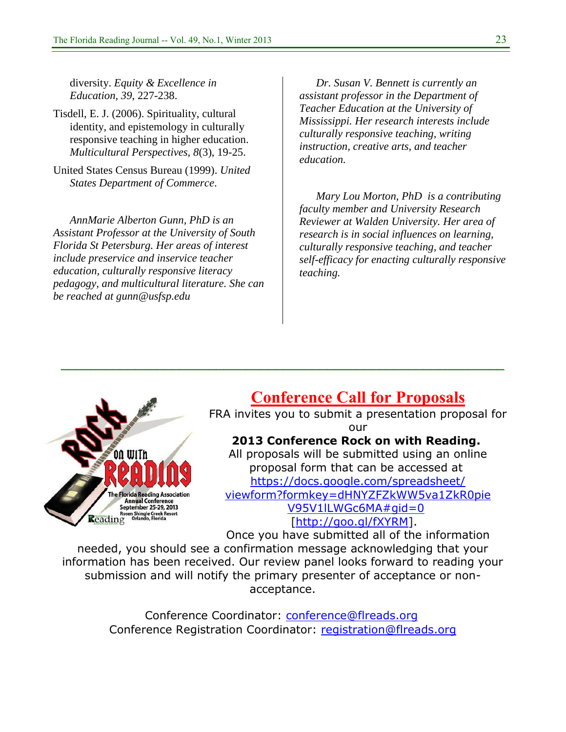diversity. *Equity & Excellence in Education, 39*, 227-238.

Tisdell, E. J. (2006). Spirituality, cultural identity, and epistemology in culturally responsive teaching in higher education. *Multicultural Perspectives, 8*(3), 19-25.

United States Census Bureau (1999). *United States Department of Commerce*.

*AnnMarie Alberton Gunn, PhD is an Assistant Professor at the University of South Florida St Petersburg. Her areas of interest include preservice and inservice teacher education, culturally responsive literacy pedagogy, and multicultural literature. She can be reached at gunn@usfsp.edu*

*Dr. Susan V. Bennett is currently an assistant professor in the Department of Teacher Education at the University of Mississippi. Her research interests include culturally responsive teaching, writing instruction, creative arts, and teacher education.*

*Mary Lou Morton, PhD is a contributing faculty member and University Research Reviewer at Walden University. Her area of research is in social influences on learning, culturally responsive teaching, and teacher self-efficacy for enacting culturally responsive teaching.*

---

## Conference Call for Proposals

FRA invites you to submit a presentation proposal for our

**2013 Conference Rock on with Reading.**

All proposals will be submitted using an online proposal form that can be accessed at https://docs.google.com/spreadsheet/viewform?formkey=dHNYZFZkWW5va1ZkR0pieV95V1lLWGc6MA#gid=0 [http://goo.gl/fXYRM].

Once you have submitted all of the information needed, you should see a confirmation message acknowledging that your information has been received. Our review panel looks forward to reading your submission and will notify the primary presenter of acceptance or non-acceptance.

Conference Coordinator: conference@flreads.org
Conference Registration Coordinator: registration@flreads.org